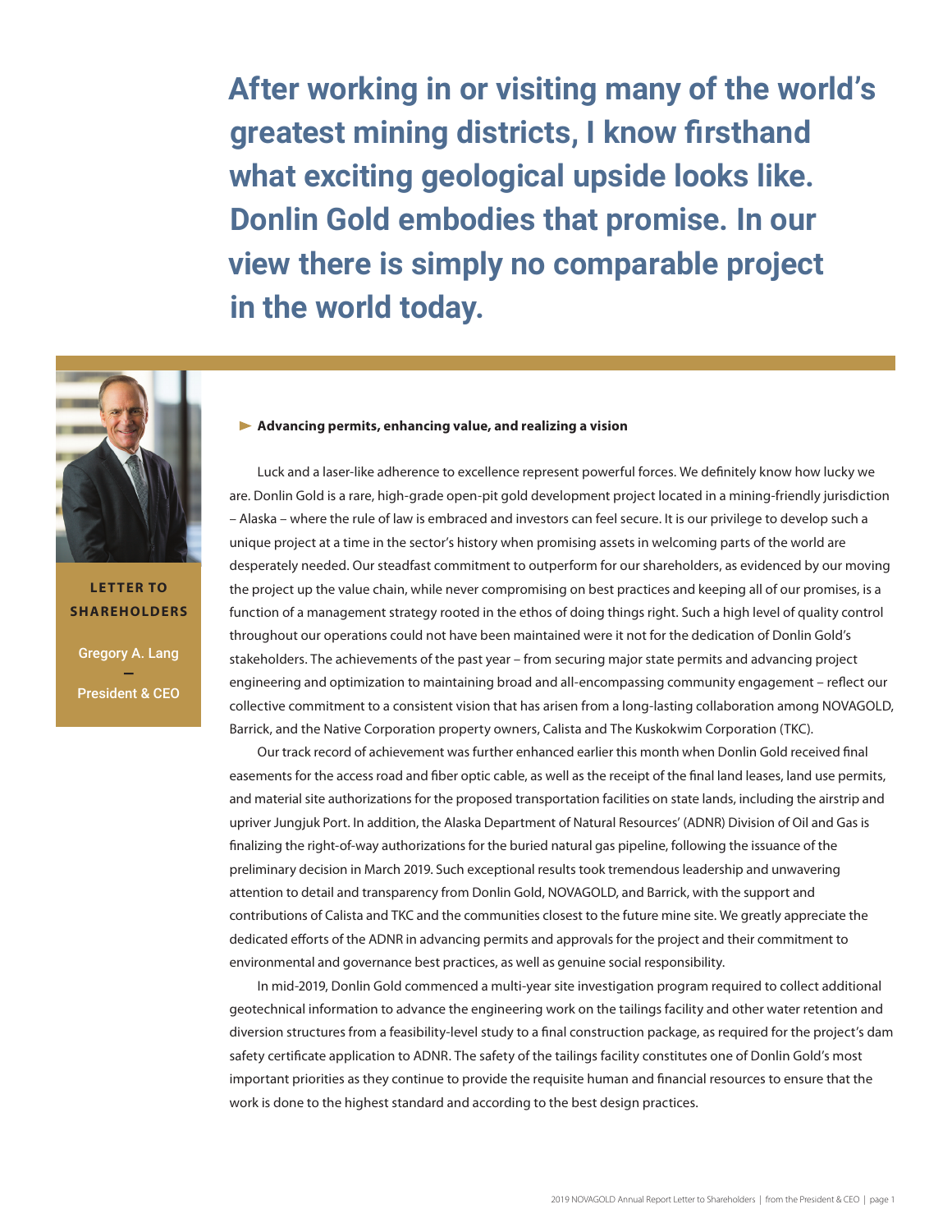**After working in or visiting many of the world's greatest mining districts, I know firsthand what exciting geological upside looks like. Donlin Gold embodies that promise. In our view there is simply no comparable project in the world today.**

**LETTER TO SHAREHOLDERS**

Gregory A. Lang
—
President & CEO

## Advancing permits, enhancing value, and realizing a vision

Luck and a laser-like adherence to excellence represent powerful forces. We definitely know how lucky we are. Donlin Gold is a rare, high-grade open-pit gold development project located in a mining-friendly jurisdiction – Alaska – where the rule of law is embraced and investors can feel secure. It is our privilege to develop such a unique project at a time in the sector's history when promising assets in welcoming parts of the world are desperately needed. Our steadfast commitment to outperform for our shareholders, as evidenced by our moving the project up the value chain, while never compromising on best practices and keeping all of our promises, is a function of a management strategy rooted in the ethos of doing things right. Such a high level of quality control throughout our operations could not have been maintained were it not for the dedication of Donlin Gold's stakeholders. The achievements of the past year – from securing major state permits and advancing project engineering and optimization to maintaining broad and all-encompassing community engagement – reflect our collective commitment to a consistent vision that has arisen from a long-lasting collaboration among NOVAGOLD, Barrick, and the Native Corporation property owners, Calista and The Kuskokwim Corporation (TKC).

Our track record of achievement was further enhanced earlier this month when Donlin Gold received final easements for the access road and fiber optic cable, as well as the receipt of the final land leases, land use permits, and material site authorizations for the proposed transportation facilities on state lands, including the airstrip and upriver Jungjuk Port. In addition, the Alaska Department of Natural Resources' (ADNR) Division of Oil and Gas is finalizing the right-of-way authorizations for the buried natural gas pipeline, following the issuance of the preliminary decision in March 2019. Such exceptional results took tremendous leadership and unwavering attention to detail and transparency from Donlin Gold, NOVAGOLD, and Barrick, with the support and contributions of Calista and TKC and the communities closest to the future mine site. We greatly appreciate the dedicated efforts of the ADNR in advancing permits and approvals for the project and their commitment to environmental and governance best practices, as well as genuine social responsibility.

In mid-2019, Donlin Gold commenced a multi-year site investigation program required to collect additional geotechnical information to advance the engineering work on the tailings facility and other water retention and diversion structures from a feasibility-level study to a final construction package, as required for the project's dam safety certificate application to ADNR. The safety of the tailings facility constitutes one of Donlin Gold's most important priorities as they continue to provide the requisite human and financial resources to ensure that the work is done to the highest standard and according to the best design practices.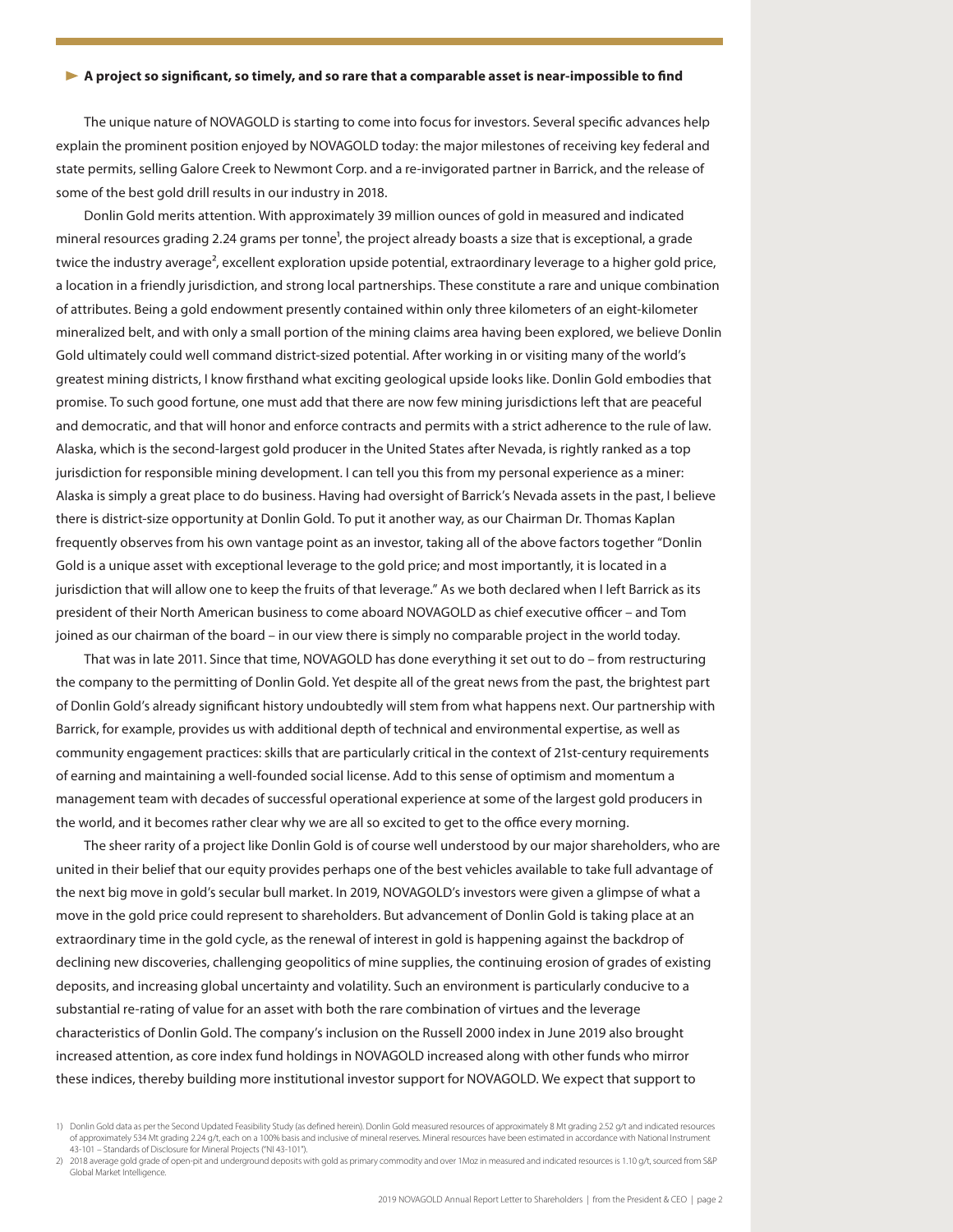## ► A project so significant, so timely, and so rare that a comparable asset is near-impossible to find

The unique nature of NOVAGOLD is starting to come into focus for investors. Several specific advances help explain the prominent position enjoyed by NOVAGOLD today: the major milestones of receiving key federal and state permits, selling Galore Creek to Newmont Corp. and a re-invigorated partner in Barrick, and the release of some of the best gold drill results in our industry in 2018.

Donlin Gold merits attention. With approximately 39 million ounces of gold in measured and indicated mineral resources grading 2.24 grams per tonne[1], the project already boasts a size that is exceptional, a grade twice the industry average[2], excellent exploration upside potential, extraordinary leverage to a higher gold price, a location in a friendly jurisdiction, and strong local partnerships. These constitute a rare and unique combination of attributes. Being a gold endowment presently contained within only three kilometers of an eight-kilometer mineralized belt, and with only a small portion of the mining claims area having been explored, we believe Donlin Gold ultimately could well command district-sized potential. After working in or visiting many of the world's greatest mining districts, I know firsthand what exciting geological upside looks like. Donlin Gold embodies that promise. To such good fortune, one must add that there are now few mining jurisdictions left that are peaceful and democratic, and that will honor and enforce contracts and permits with a strict adherence to the rule of law. Alaska, which is the second-largest gold producer in the United States after Nevada, is rightly ranked as a top jurisdiction for responsible mining development. I can tell you this from my personal experience as a miner: Alaska is simply a great place to do business. Having had oversight of Barrick's Nevada assets in the past, I believe there is district-size opportunity at Donlin Gold. To put it another way, as our Chairman Dr. Thomas Kaplan frequently observes from his own vantage point as an investor, taking all of the above factors together "Donlin Gold is a unique asset with exceptional leverage to the gold price; and most importantly, it is located in a jurisdiction that will allow one to keep the fruits of that leverage." As we both declared when I left Barrick as its president of their North American business to come aboard NOVAGOLD as chief executive officer – and Tom joined as our chairman of the board – in our view there is simply no comparable project in the world today.

That was in late 2011. Since that time, NOVAGOLD has done everything it set out to do – from restructuring the company to the permitting of Donlin Gold. Yet despite all of the great news from the past, the brightest part of Donlin Gold's already significant history undoubtedly will stem from what happens next. Our partnership with Barrick, for example, provides us with additional depth of technical and environmental expertise, as well as community engagement practices: skills that are particularly critical in the context of 21st-century requirements of earning and maintaining a well-founded social license. Add to this sense of optimism and momentum a management team with decades of successful operational experience at some of the largest gold producers in the world, and it becomes rather clear why we are all so excited to get to the office every morning.

The sheer rarity of a project like Donlin Gold is of course well understood by our major shareholders, who are united in their belief that our equity provides perhaps one of the best vehicles available to take full advantage of the next big move in gold's secular bull market. In 2019, NOVAGOLD's investors were given a glimpse of what a move in the gold price could represent to shareholders. But advancement of Donlin Gold is taking place at an extraordinary time in the gold cycle, as the renewal of interest in gold is happening against the backdrop of declining new discoveries, challenging geopolitics of mine supplies, the continuing erosion of grades of existing deposits, and increasing global uncertainty and volatility. Such an environment is particularly conducive to a substantial re-rating of value for an asset with both the rare combination of virtues and the leverage characteristics of Donlin Gold. The company's inclusion on the Russell 2000 index in June 2019 also brought increased attention, as core index fund holdings in NOVAGOLD increased along with other funds who mirror these indices, thereby building more institutional investor support for NOVAGOLD. We expect that support to

1) Donlin Gold data as per the Second Updated Feasibility Study (as defined herein). Donlin Gold measured resources of approximately 8 Mt grading 2.52 g/t and indicated resources of approximately 534 Mt grading 2.24 g/t, each on a 100% basis and inclusive of mineral reserves. Mineral resources have been estimated in accordance with National Instrument 43-101 – Standards of Disclosure for Mineral Projects ("NI 43-101").

2) 2018 average gold grade of open-pit and underground deposits with gold as primary commodity and over 1Moz in measured and indicated resources is 1.10 g/t, sourced from S&P Global Market Intelligence.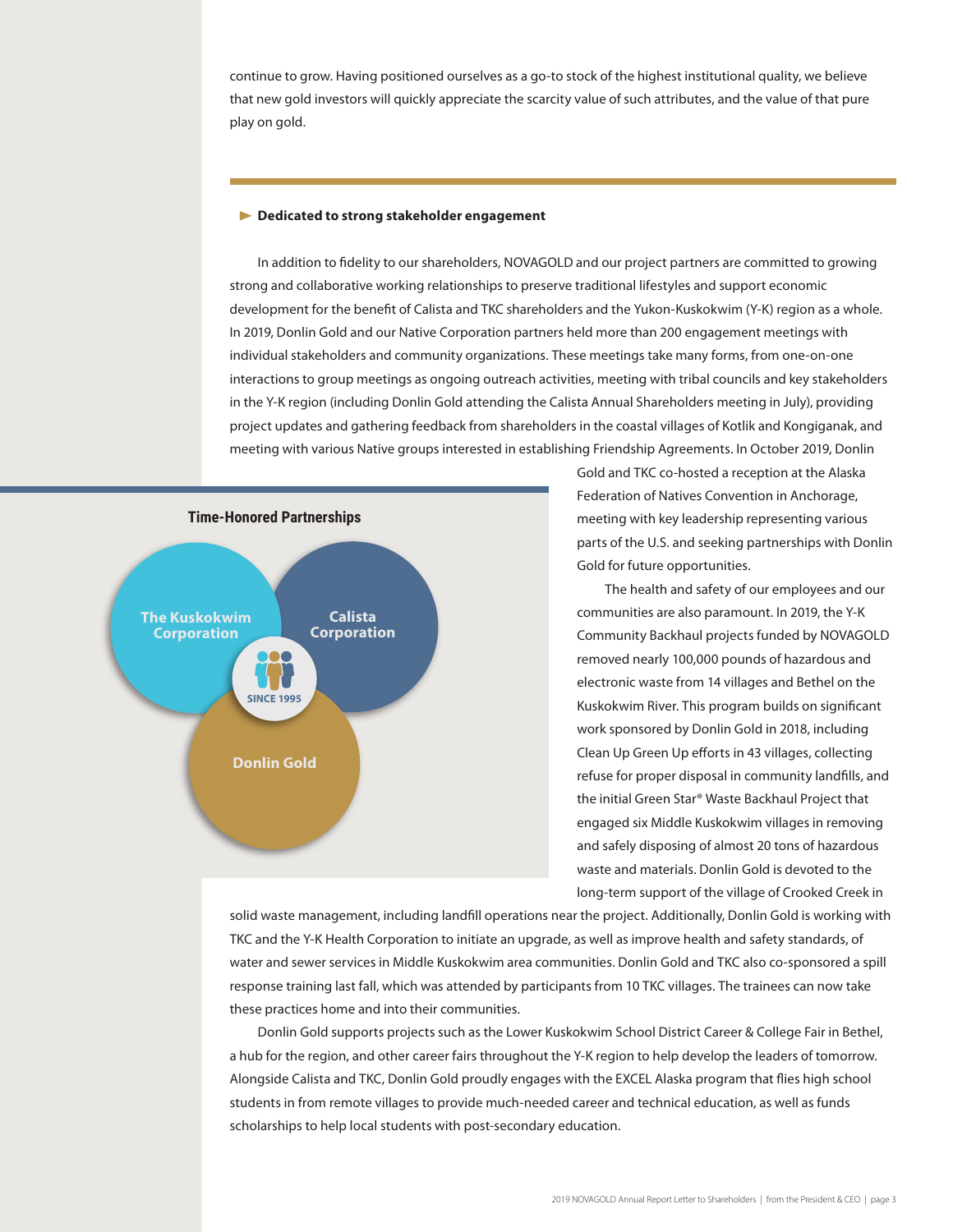continue to grow. Having positioned ourselves as a go-to stock of the highest institutional quality, we believe that new gold investors will quickly appreciate the scarcity value of such attributes, and the value of that pure play on gold.

### ► Dedicated to strong stakeholder engagement

In addition to fidelity to our shareholders, NOVAGOLD and our project partners are committed to growing strong and collaborative working relationships to preserve traditional lifestyles and support economic development for the benefit of Calista and TKC shareholders and the Yukon-Kuskokwim (Y-K) region as a whole. In 2019, Donlin Gold and our Native Corporation partners held more than 200 engagement meetings with individual stakeholders and community organizations. These meetings take many forms, from one-on-one interactions to group meetings as ongoing outreach activities, meeting with tribal councils and key stakeholders in the Y-K region (including Donlin Gold attending the Calista Annual Shareholders meeting in July), providing project updates and gathering feedback from shareholders in the coastal villages of Kotlik and Kongiganak, and meeting with various Native groups interested in establishing Friendship Agreements. In October 2019, Donlin Gold and TKC co-hosted a reception at the Alaska Federation of Natives Convention in Anchorage, meeting with key leadership representing various parts of the U.S. and seeking partnerships with Donlin Gold for future opportunities.

**Time-Honored Partnerships**

The Kuskokwim Corporation | Calista Corporation | Donlin Gold — SINCE 1995

The health and safety of our employees and our communities are also paramount. In 2019, the Y-K Community Backhaul projects funded by NOVAGOLD removed nearly 100,000 pounds of hazardous and electronic waste from 14 villages and Bethel on the Kuskokwim River. This program builds on significant work sponsored by Donlin Gold in 2018, including Clean Up Green Up efforts in 43 villages, collecting refuse for proper disposal in community landfills, and the initial Green Star® Waste Backhaul Project that engaged six Middle Kuskokwim villages in removing and safely disposing of almost 20 tons of hazardous waste and materials. Donlin Gold is devoted to the long-term support of the village of Crooked Creek in solid waste management, including landfill operations near the project. Additionally, Donlin Gold is working with TKC and the Y-K Health Corporation to initiate an upgrade, as well as improve health and safety standards, of water and sewer services in Middle Kuskokwim area communities. Donlin Gold and TKC also co-sponsored a spill response training last fall, which was attended by participants from 10 TKC villages. The trainees can now take these practices home and into their communities.

Donlin Gold supports projects such as the Lower Kuskokwim School District Career & College Fair in Bethel, a hub for the region, and other career fairs throughout the Y-K region to help develop the leaders of tomorrow. Alongside Calista and TKC, Donlin Gold proudly engages with the EXCEL Alaska program that flies high school students in from remote villages to provide much-needed career and technical education, as well as funds scholarships to help local students with post-secondary education.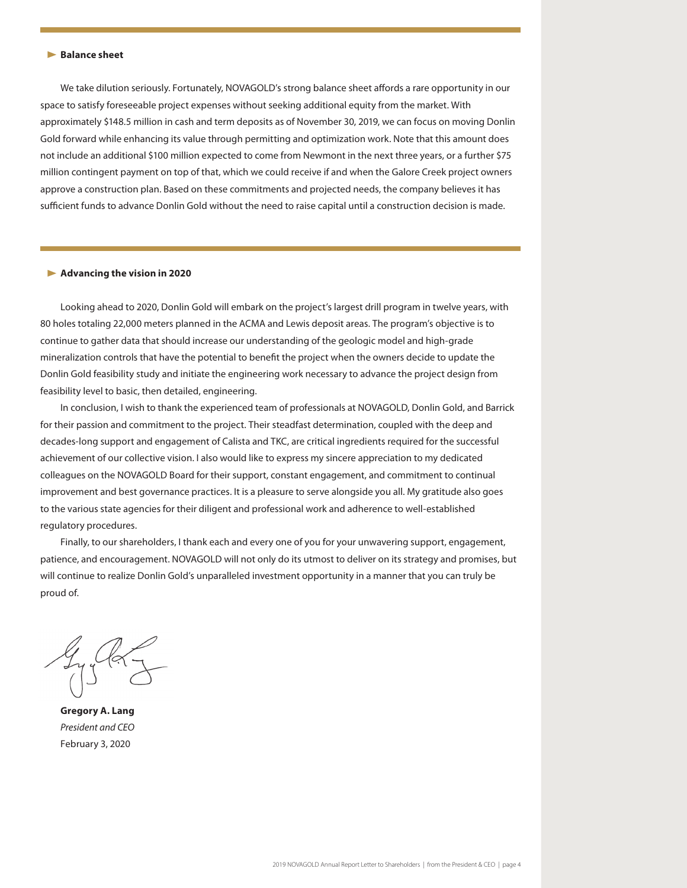## Balance sheet

We take dilution seriously. Fortunately, NOVAGOLD's strong balance sheet affords a rare opportunity in our space to satisfy foreseeable project expenses without seeking additional equity from the market. With approximately $148.5 million in cash and term deposits as of November 30, 2019, we can focus on moving Donlin Gold forward while enhancing its value through permitting and optimization work. Note that this amount does not include an additional $100 million expected to come from Newmont in the next three years, or a further $75 million contingent payment on top of that, which we could receive if and when the Galore Creek project owners approve a construction plan. Based on these commitments and projected needs, the company believes it has sufficient funds to advance Donlin Gold without the need to raise capital until a construction decision is made.

## Advancing the vision in 2020

Looking ahead to 2020, Donlin Gold will embark on the project's largest drill program in twelve years, with 80 holes totaling 22,000 meters planned in the ACMA and Lewis deposit areas. The program's objective is to continue to gather data that should increase our understanding of the geologic model and high-grade mineralization controls that have the potential to benefit the project when the owners decide to update the Donlin Gold feasibility study and initiate the engineering work necessary to advance the project design from feasibility level to basic, then detailed, engineering.

In conclusion, I wish to thank the experienced team of professionals at NOVAGOLD, Donlin Gold, and Barrick for their passion and commitment to the project. Their steadfast determination, coupled with the deep and decades-long support and engagement of Calista and TKC, are critical ingredients required for the successful achievement of our collective vision. I also would like to express my sincere appreciation to my dedicated colleagues on the NOVAGOLD Board for their support, constant engagement, and commitment to continual improvement and best governance practices. It is a pleasure to serve alongside you all. My gratitude also goes to the various state agencies for their diligent and professional work and adherence to well-established regulatory procedures.

Finally, to our shareholders, I thank each and every one of you for your unwavering support, engagement, patience, and encouragement. NOVAGOLD will not only do its utmost to deliver on its strategy and promises, but will continue to realize Donlin Gold's unparalleled investment opportunity in a manner that you can truly be proud of.

**Gregory A. Lang**
*President and CEO*
February 3, 2020